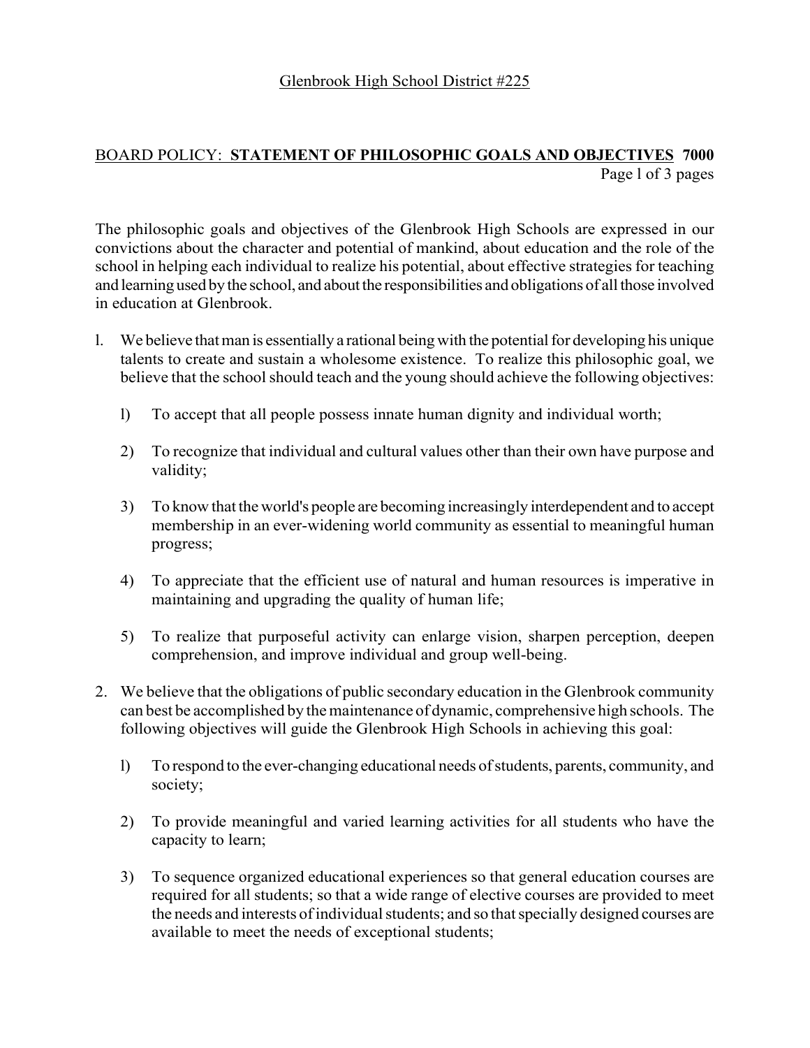Glenbrook High School District #225

BOARD POLICY: **STATEMENT OF PHILOSOPHIC GOALS AND OBJECTIVES 7000**

The philosophic goals and objectives of the Glenbrook High Schools are expressed in our convictions about the character and potential of mankind, about education and the role of the school in helping each individual to realize his potential, about effective strategies for teaching and learning used by the school, and about the responsibilities and obligations of all those involved in education at Glenbrook.

1. We believe that man is essentially a rational being with the potential for developing his unique talents to create and sustain a wholesome existence. To realize this philosophic goal, we believe that the school should teach and the young should achieve the following objectives:

    1) To accept that all people possess innate human dignity and individual worth;

    2) To recognize that individual and cultural values other than their own have purpose and validity;

    3) To know that the world's people are becoming increasingly interdependent and to accept membership in an ever-widening world community as essential to meaningful human progress;

    4) To appreciate that the efficient use of natural and human resources is imperative in maintaining and upgrading the quality of human life;

    5) To realize that purposeful activity can enlarge vision, sharpen perception, deepen comprehension, and improve individual and group well-being.

2. We believe that the obligations of public secondary education in the Glenbrook community can best be accomplished by the maintenance of dynamic, comprehensive high schools. The following objectives will guide the Glenbrook High Schools in achieving this goal:

    1) To respond to the ever-changing educational needs of students, parents, community, and society;

    2) To provide meaningful and varied learning activities for all students who have the capacity to learn;

    3) To sequence organized educational experiences so that general education courses are required for all students; so that a wide range of elective courses are provided to meet the needs and interests of individual students; and so that specially designed courses are available to meet the needs of exceptional students;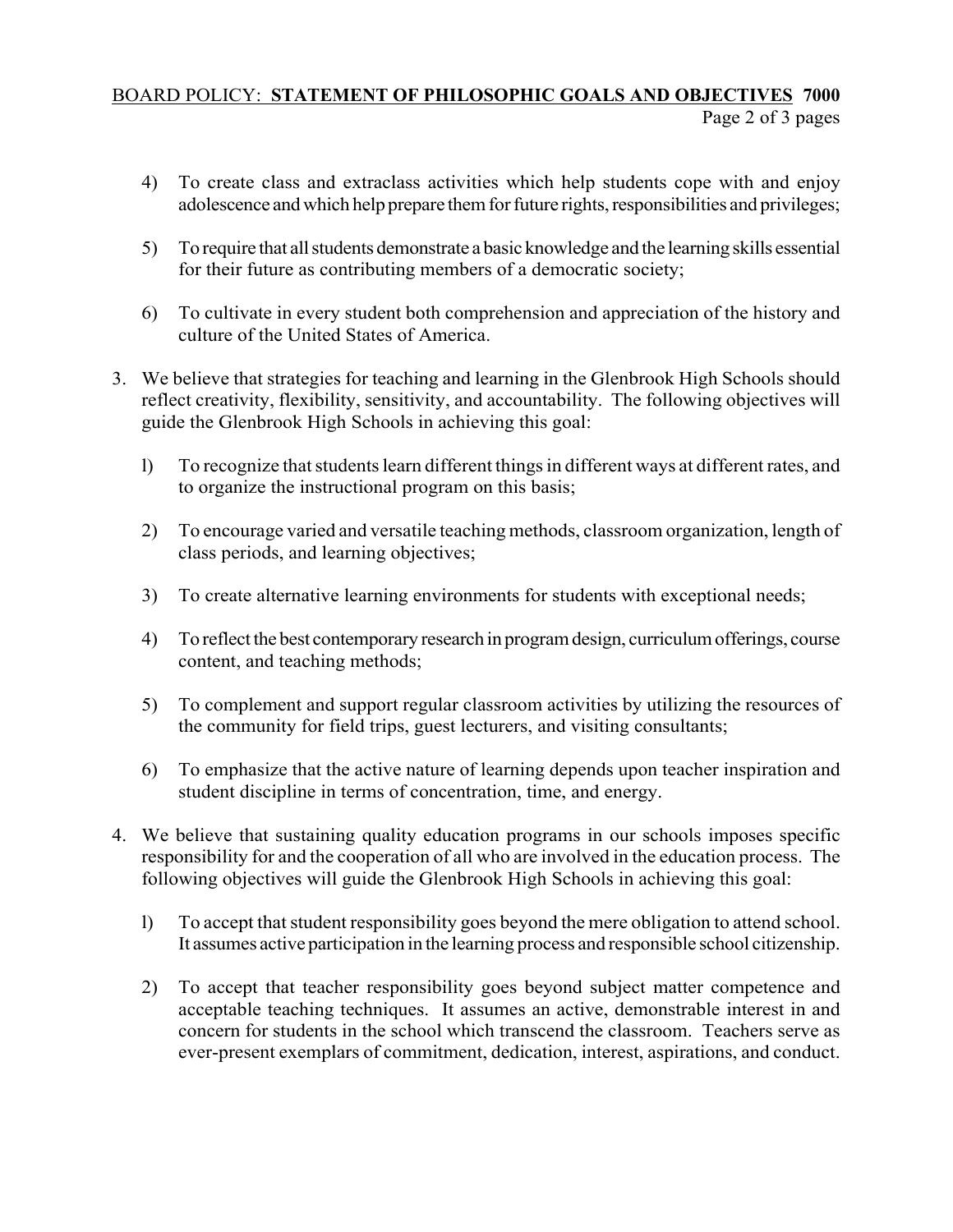4) To create class and extraclass activities which help students cope with and enjoy adolescence and which help prepare them for future rights, responsibilities and privileges;

5) To require that all students demonstrate a basic knowledge and the learning skills essential for their future as contributing members of a democratic society;

6) To cultivate in every student both comprehension and appreciation of the history and culture of the United States of America.

3. We believe that strategies for teaching and learning in the Glenbrook High Schools should reflect creativity, flexibility, sensitivity, and accountability. The following objectives will guide the Glenbrook High Schools in achieving this goal:

   l) To recognize that students learn different things in different ways at different rates, and to organize the instructional program on this basis;

   2) To encourage varied and versatile teaching methods, classroom organization, length of class periods, and learning objectives;

   3) To create alternative learning environments for students with exceptional needs;

   4) To reflect the best contemporary research in program design, curriculum offerings, course content, and teaching methods;

   5) To complement and support regular classroom activities by utilizing the resources of the community for field trips, guest lecturers, and visiting consultants;

   6) To emphasize that the active nature of learning depends upon teacher inspiration and student discipline in terms of concentration, time, and energy.

4. We believe that sustaining quality education programs in our schools imposes specific responsibility for and the cooperation of all who are involved in the education process. The following objectives will guide the Glenbrook High Schools in achieving this goal:

   l) To accept that student responsibility goes beyond the mere obligation to attend school. It assumes active participation in the learning process and responsible school citizenship.

   2) To accept that teacher responsibility goes beyond subject matter competence and acceptable teaching techniques. It assumes an active, demonstrable interest in and concern for students in the school which transcend the classroom. Teachers serve as ever-present exemplars of commitment, dedication, interest, aspirations, and conduct.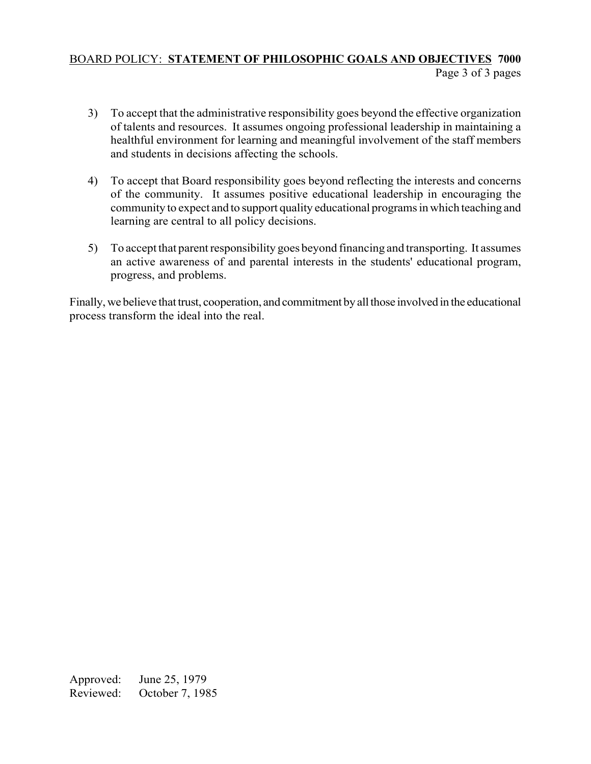3) To accept that the administrative responsibility goes beyond the effective organization of talents and resources. It assumes ongoing professional leadership in maintaining a healthful environment for learning and meaningful involvement of the staff members and students in decisions affecting the schools.

4) To accept that Board responsibility goes beyond reflecting the interests and concerns of the community. It assumes positive educational leadership in encouraging the community to expect and to support quality educational programs in which teaching and learning are central to all policy decisions.

5) To accept that parent responsibility goes beyond financing and transporting. It assumes an active awareness of and parental interests in the students' educational program, progress, and problems.

Finally, we believe that trust, cooperation, and commitment by all those involved in the educational process transform the ideal into the real.

Approved: June 25, 1979
Reviewed: October 7, 1985